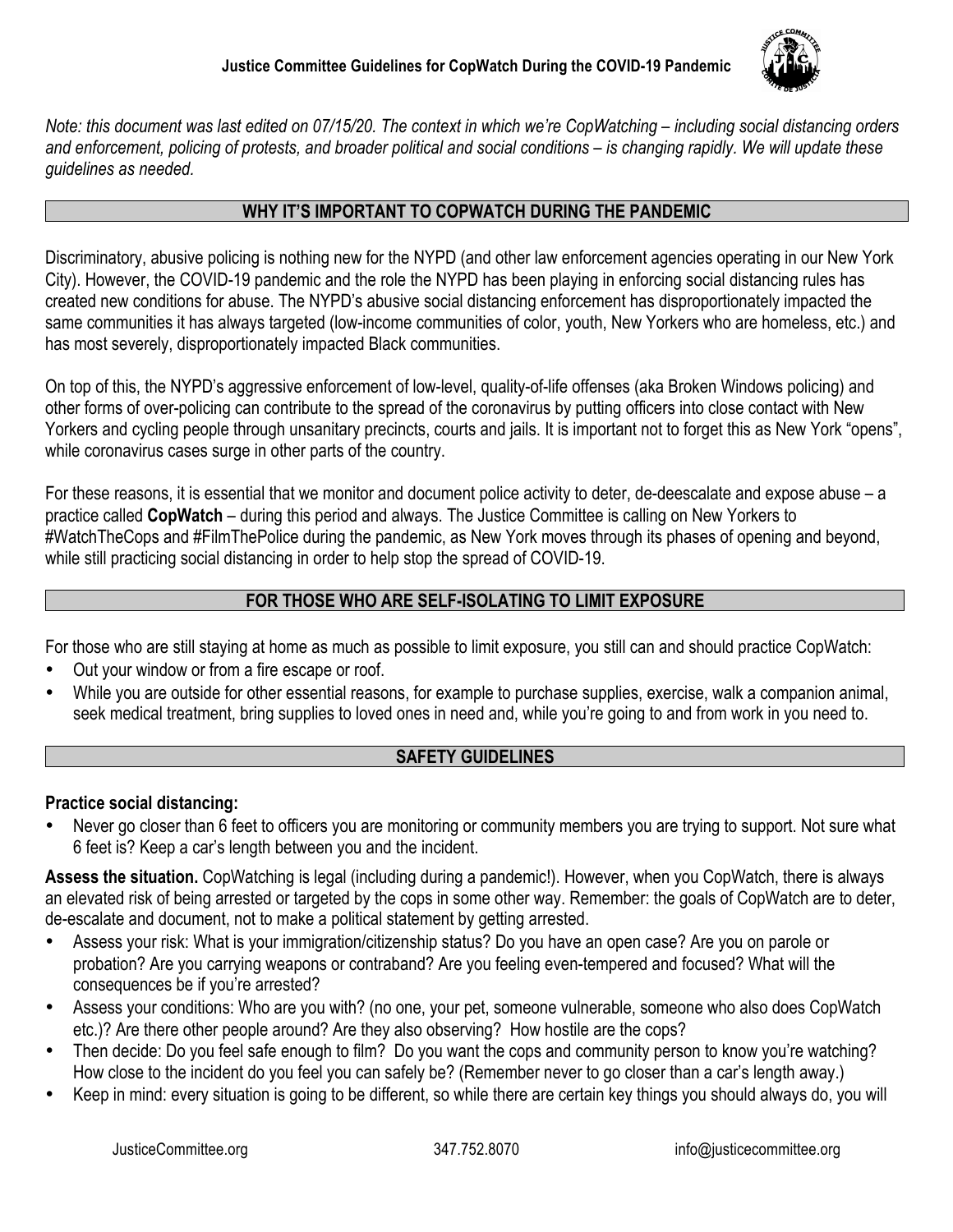# Justice Committee Guidelines for CopWatch During the COVID-19 Pandemic

*Note: this document was last edited on 07/15/20. The context in which we're CopWatching – including social distancing orders and enforcement, policing of protests, and broader political and social conditions – is changing rapidly. We will update these guidelines as needed.*

## WHY IT'S IMPORTANT TO COPWATCH DURING THE PANDEMIC

Discriminatory, abusive policing is nothing new for the NYPD (and other law enforcement agencies operating in our New York City). However, the COVID-19 pandemic and the role the NYPD has been playing in enforcing social distancing rules has created new conditions for abuse. The NYPD's abusive social distancing enforcement has disproportionately impacted the same communities it has always targeted (low-income communities of color, youth, New Yorkers who are homeless, etc.) and has most severely, disproportionately impacted Black communities.

On top of this, the NYPD's aggressive enforcement of low-level, quality-of-life offenses (aka Broken Windows policing) and other forms of over-policing can contribute to the spread of the coronavirus by putting officers into close contact with New Yorkers and cycling people through unsanitary precincts, courts and jails. It is important not to forget this as New York "opens", while coronavirus cases surge in other parts of the country.

For these reasons, it is essential that we monitor and document police activity to deter, de-deescalate and expose abuse – a practice called **CopWatch** – during this period and always. The Justice Committee is calling on New Yorkers to #WatchTheCops and #FilmThePolice during the pandemic, as New York moves through its phases of opening and beyond, while still practicing social distancing in order to help stop the spread of COVID-19.

## FOR THOSE WHO ARE SELF-ISOLATING TO LIMIT EXPOSURE

For those who are still staying at home as much as possible to limit exposure, you still can and should practice CopWatch:

- Out your window or from a fire escape or roof.
- While you are outside for other essential reasons, for example to purchase supplies, exercise, walk a companion animal, seek medical treatment, bring supplies to loved ones in need and, while you're going to and from work in you need to.

## SAFETY GUIDELINES

**Practice social distancing:**

- Never go closer than 6 feet to officers you are monitoring or community members you are trying to support. Not sure what 6 feet is? Keep a car's length between you and the incident.

**Assess the situation.** CopWatching is legal (including during a pandemic!). However, when you CopWatch, there is always an elevated risk of being arrested or targeted by the cops in some other way. Remember: the goals of CopWatch are to deter, de-escalate and document, not to make a political statement by getting arrested.

- Assess your risk: What is your immigration/citizenship status? Do you have an open case? Are you on parole or probation? Are you carrying weapons or contraband? Are you feeling even-tempered and focused? What will the consequences be if you're arrested?
- Assess your conditions: Who are you with? (no one, your pet, someone vulnerable, someone who also does CopWatch etc.)? Are there other people around? Are they also observing? How hostile are the cops?
- Then decide: Do you feel safe enough to film? Do you want the cops and community person to know you're watching? How close to the incident do you feel you can safely be? (Remember never to go closer than a car's length away.)
- Keep in mind: every situation is going to be different, so while there are certain key things you should always do, you will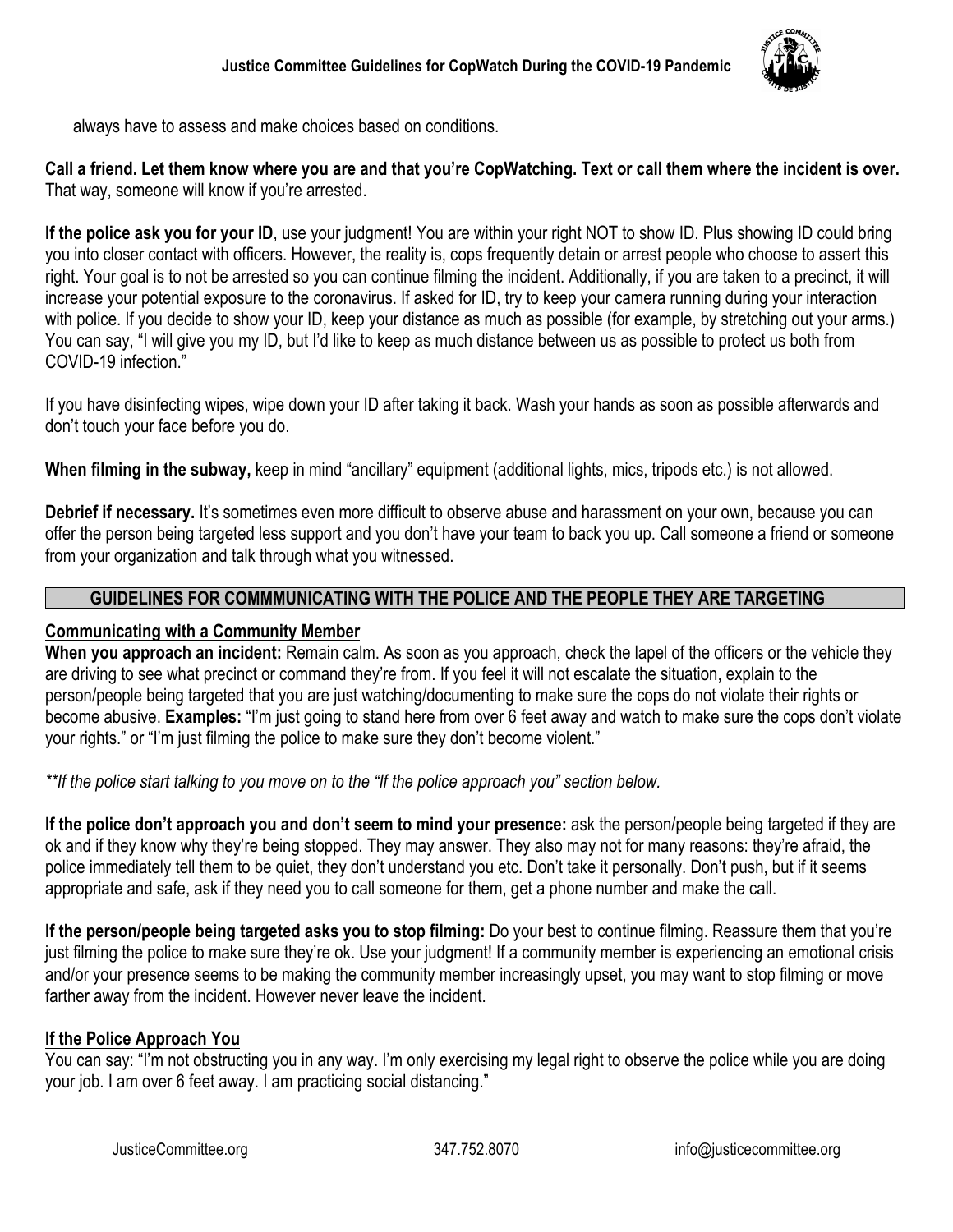always have to assess and make choices based on conditions.

**Call a friend. Let them know where you are and that you're CopWatching. Text or call them where the incident is over.** That way, someone will know if you're arrested.

**If the police ask you for your ID**, use your judgment! You are within your right NOT to show ID. Plus showing ID could bring you into closer contact with officers. However, the reality is, cops frequently detain or arrest people who choose to assert this right. Your goal is to not be arrested so you can continue filming the incident. Additionally, if you are taken to a precinct, it will increase your potential exposure to the coronavirus. If asked for ID, try to keep your camera running during your interaction with police. If you decide to show your ID, keep your distance as much as possible (for example, by stretching out your arms.) You can say, "I will give you my ID, but I'd like to keep as much distance between us as possible to protect us both from COVID-19 infection."

If you have disinfecting wipes, wipe down your ID after taking it back. Wash your hands as soon as possible afterwards and don't touch your face before you do.

**When filming in the subway,** keep in mind "ancillary" equipment (additional lights, mics, tripods etc.) is not allowed.

**Debrief if necessary.** It's sometimes even more difficult to observe abuse and harassment on your own, because you can offer the person being targeted less support and you don't have your team to back you up. Call someone a friend or someone from your organization and talk through what you witnessed.

## GUIDELINES FOR COMMMUNICATING WITH THE POLICE AND THE PEOPLE THEY ARE TARGETING

### Communicating with a Community Member

**When you approach an incident:** Remain calm. As soon as you approach, check the lapel of the officers or the vehicle they are driving to see what precinct or command they're from. If you feel it will not escalate the situation, explain to the person/people being targeted that you are just watching/documenting to make sure the cops do not violate their rights or become abusive. **Examples:** "I'm just going to stand here from over 6 feet away and watch to make sure the cops don't violate your rights." or "I'm just filming the police to make sure they don't become violent."

*\*\*If the police start talking to you move on to the "If the police approach you" section below.*

**If the police don't approach you and don't seem to mind your presence:** ask the person/people being targeted if they are ok and if they know why they're being stopped. They may answer. They also may not for many reasons: they're afraid, the police immediately tell them to be quiet, they don't understand you etc. Don't take it personally. Don't push, but if it seems appropriate and safe, ask if they need you to call someone for them, get a phone number and make the call.

**If the person/people being targeted asks you to stop filming:** Do your best to continue filming. Reassure them that you're just filming the police to make sure they're ok. Use your judgment! If a community member is experiencing an emotional crisis and/or your presence seems to be making the community member increasingly upset, you may want to stop filming or move farther away from the incident. However never leave the incident.

### If the Police Approach You

You can say: "I'm not obstructing you in any way. I'm only exercising my legal right to observe the police while you are doing your job. I am over 6 feet away. I am practicing social distancing."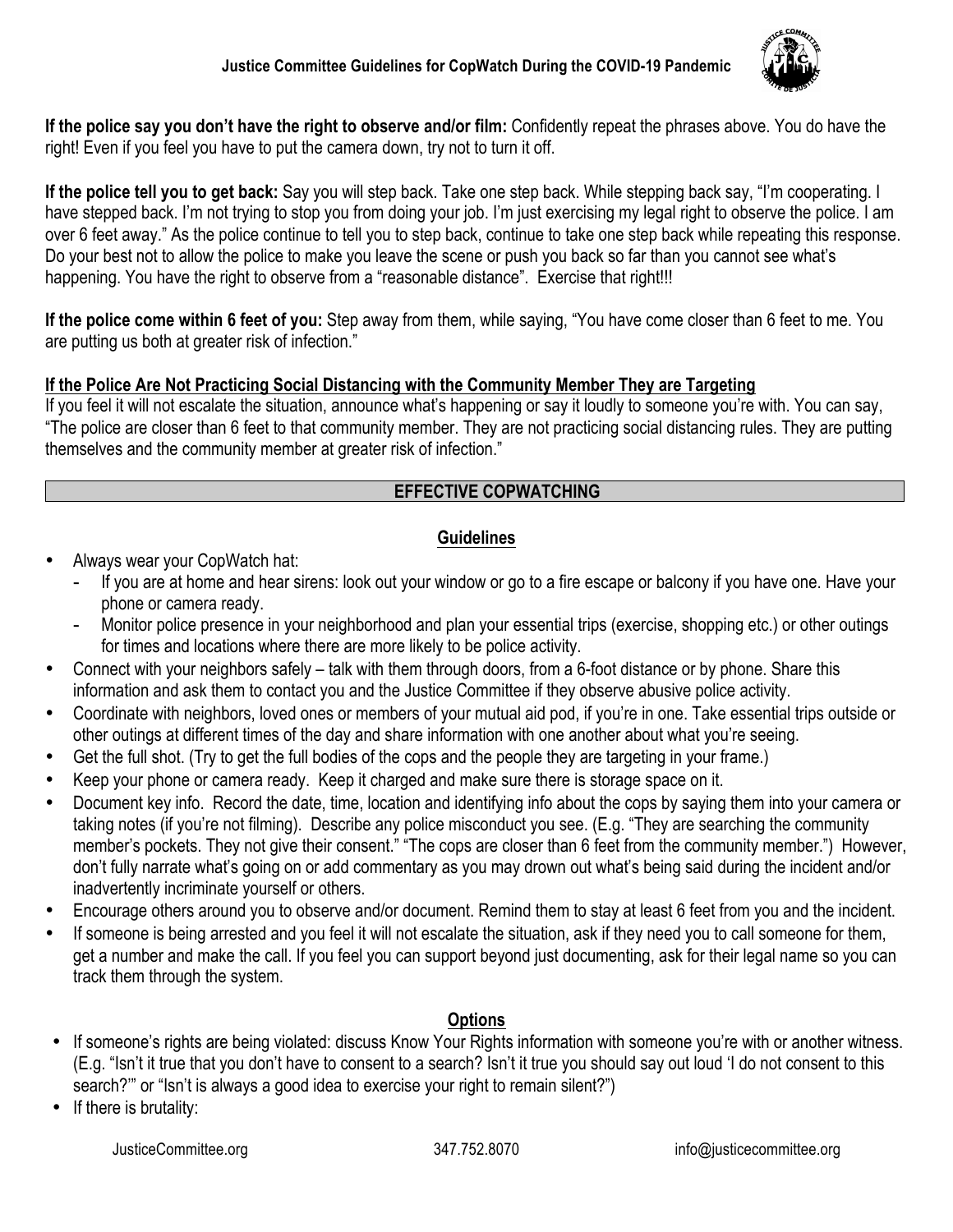**If the police say you don't have the right to observe and/or film:** Confidently repeat the phrases above. You do have the right! Even if you feel you have to put the camera down, try not to turn it off.

**If the police tell you to get back:** Say you will step back. Take one step back. While stepping back say, "I'm cooperating. I have stepped back. I'm not trying to stop you from doing your job. I'm just exercising my legal right to observe the police. I am over 6 feet away." As the police continue to tell you to step back, continue to take one step back while repeating this response. Do your best not to allow the police to make you leave the scene or push you back so far than you cannot see what's happening. You have the right to observe from a "reasonable distance". Exercise that right!!!

**If the police come within 6 feet of you:** Step away from them, while saying, "You have come closer than 6 feet to me. You are putting us both at greater risk of infection."

**If the Police Are Not Practicing Social Distancing with the Community Member They are Targeting**

If you feel it will not escalate the situation, announce what's happening or say it loudly to someone you're with. You can say, "The police are closer than 6 feet to that community member. They are not practicing social distancing rules. They are putting themselves and the community member at greater risk of infection."

## EFFECTIVE COPWATCHING

### Guidelines

- Always wear your CopWatch hat:
  - If you are at home and hear sirens: look out your window or go to a fire escape or balcony if you have one. Have your phone or camera ready.
  - Monitor police presence in your neighborhood and plan your essential trips (exercise, shopping etc.) or other outings for times and locations where there are more likely to be police activity.
- Connect with your neighbors safely – talk with them through doors, from a 6-foot distance or by phone. Share this information and ask them to contact you and the Justice Committee if they observe abusive police activity.
- Coordinate with neighbors, loved ones or members of your mutual aid pod, if you're in one. Take essential trips outside or other outings at different times of the day and share information with one another about what you're seeing.
- Get the full shot. (Try to get the full bodies of the cops and the people they are targeting in your frame.)
- Keep your phone or camera ready. Keep it charged and make sure there is storage space on it.
- Document key info. Record the date, time, location and identifying info about the cops by saying them into your camera or taking notes (if you're not filming). Describe any police misconduct you see. (E.g. "They are searching the community member's pockets. They not give their consent." "The cops are closer than 6 feet from the community member.") However, don't fully narrate what's going on or add commentary as you may drown out what's being said during the incident and/or inadvertently incriminate yourself or others.
- Encourage others around you to observe and/or document. Remind them to stay at least 6 feet from you and the incident.
- If someone is being arrested and you feel it will not escalate the situation, ask if they need you to call someone for them, get a number and make the call. If you feel you can support beyond just documenting, ask for their legal name so you can track them through the system.

### Options

- If someone's rights are being violated: discuss Know Your Rights information with someone you're with or another witness. (E.g. "Isn't it true that you don't have to consent to a search? Isn't it true you should say out loud 'I do not consent to this search?'" or "Isn't is always a good idea to exercise your right to remain silent?")
- If there is brutality: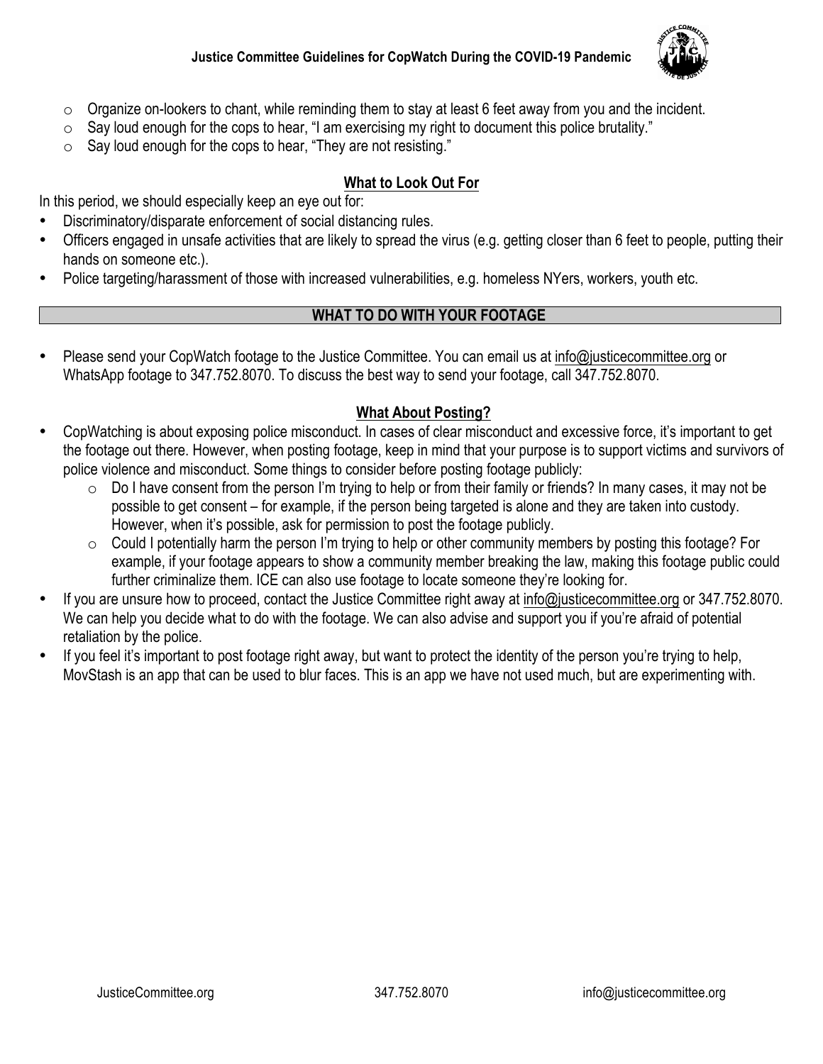- Organize on-lookers to chant, while reminding them to stay at least 6 feet away from you and the incident.
- Say loud enough for the cops to hear, "I am exercising my right to document this police brutality."
- Say loud enough for the cops to hear, "They are not resisting."

### What to Look Out For

In this period, we should especially keep an eye out for:

- Discriminatory/disparate enforcement of social distancing rules.
- Officers engaged in unsafe activities that are likely to spread the virus (e.g. getting closer than 6 feet to people, putting their hands on someone etc.).
- Police targeting/harassment of those with increased vulnerabilities, e.g. homeless NYers, workers, youth etc.

## WHAT TO DO WITH YOUR FOOTAGE

- Please send your CopWatch footage to the Justice Committee. You can email us at info@justicecommittee.org or WhatsApp footage to 347.752.8070. To discuss the best way to send your footage, call 347.752.8070.

### What About Posting?

- CopWatching is about exposing police misconduct. In cases of clear misconduct and excessive force, it's important to get the footage out there. However, when posting footage, keep in mind that your purpose is to support victims and survivors of police violence and misconduct. Some things to consider before posting footage publicly:
  - Do I have consent from the person I'm trying to help or from their family or friends? In many cases, it may not be possible to get consent – for example, if the person being targeted is alone and they are taken into custody. However, when it's possible, ask for permission to post the footage publicly.
  - Could I potentially harm the person I'm trying to help or other community members by posting this footage? For example, if your footage appears to show a community member breaking the law, making this footage public could further criminalize them. ICE can also use footage to locate someone they're looking for.
- If you are unsure how to proceed, contact the Justice Committee right away at info@justicecommittee.org or 347.752.8070. We can help you decide what to do with the footage. We can also advise and support you if you're afraid of potential retaliation by the police.
- If you feel it's important to post footage right away, but want to protect the identity of the person you're trying to help, MovStash is an app that can be used to blur faces. This is an app we have not used much, but are experimenting with.